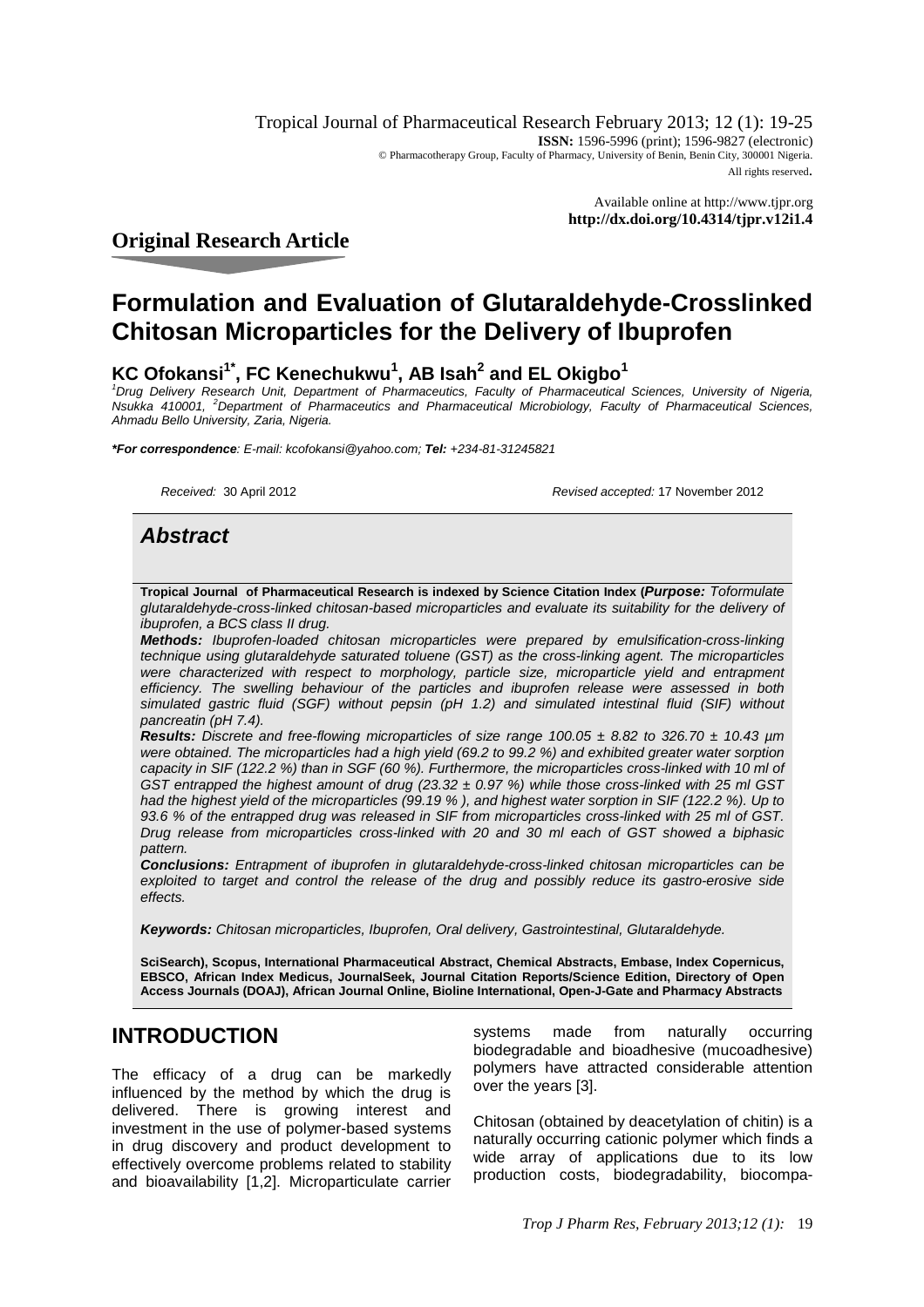Tropical Journal of Pharmaceutical Research February 2013; 12 (1): 19-25

**ISSN:** 1596-5996 (print); 1596-9827 (electronic)

© Pharmacotherapy Group, Faculty of Pharmacy, University of Benin, Benin City, 300001 Nigeria.

All rights reserved.

Available online at http://www.tjpr.org

**http://dx.doi.org/10.4314/tjpr.v12i1.4**

## Original Research Article

# Formulation and Evaluation of Glutaraldehyde-Crosslinked Chitosan Microparticles for the Delivery of Ibuprofen

**KC Ofokansi[1*], FC Kenechukwu[1], AB Isah[2] and EL Okigbo[1]**

[1]*Drug Delivery Research Unit, Department of Pharmaceutics, Faculty of Pharmaceutical Sciences, University of Nigeria, Nsukka 410001,* [2]*Department of Pharmaceutics and Pharmaceutical Microbiology, Faculty of Pharmaceutical Sciences, Ahmadu Bello University, Zaria, Nigeria.*

***For correspondence**: E-mail: kcofokansi@yahoo.com; **Tel:** +234-81-31245821*

*Received:* 30 April 2012 *Revised accepted:* 17 November 2012

## *Abstract*

***Purpose:*** *Toformulate glutaraldehyde-cross-linked chitosan-based microparticles and evaluate its suitability for the delivery of ibuprofen, a BCS class II drug.*

***Methods:*** *Ibuprofen-loaded chitosan microparticles were prepared by emulsification-cross-linking technique using glutaraldehyde saturated toluene (GST) as the cross-linking agent. The microparticles were characterized with respect to morphology, particle size, microparticle yield and entrapment efficiency. The swelling behaviour of the particles and ibuprofen release were assessed in both simulated gastric fluid (SGF) without pepsin (pH 1.2) and simulated intestinal fluid (SIF) without pancreatin (pH 7.4).*

***Results:*** *Discrete and free-flowing microparticles of size range 100.05 ± 8.82 to 326.70 ± 10.43 µm were obtained. The microparticles had a high yield (69.2 to 99.2 %) and exhibited greater water sorption capacity in SIF (122.2 %) than in SGF (60 %). Furthermore, the microparticles cross-linked with 10 ml of GST entrapped the highest amount of drug (23.32 ± 0.97 %) while those cross-linked with 25 ml GST had the highest yield of the microparticles (99.19 % ), and highest water sorption in SIF (122.2 %). Up to 93.6 % of the entrapped drug was released in SIF from microparticles cross-linked with 25 ml of GST. Drug release from microparticles cross-linked with 20 and 30 ml each of GST showed a biphasic pattern.*

***Conclusions:*** *Entrapment of ibuprofen in glutaraldehyde-cross-linked chitosan microparticles can be exploited to target and control the release of the drug and possibly reduce its gastro-erosive side effects.*

***Keywords:*** *Chitosan microparticles, Ibuprofen, Oral delivery, Gastrointestinal, Glutaraldehyde.*

**Tropical Journal of Pharmaceutical Research is indexed by Science Citation Index (SciSearch), Scopus, International Pharmaceutical Abstract, Chemical Abstracts, Embase, Index Copernicus, EBSCO, African Index Medicus, JournalSeek, Journal Citation Reports/Science Edition, Directory of Open Access Journals (DOAJ), African Journal Online, Bioline International, Open-J-Gate and Pharmacy Abstracts**

## INTRODUCTION

The efficacy of a drug can be markedly influenced by the method by which the drug is delivered. There is growing interest and investment in the use of polymer-based systems in drug discovery and product development to effectively overcome problems related to stability and bioavailability [1,2]. Microparticulate carrier systems made from naturally occurring biodegradable and bioadhesive (mucoadhesive) polymers have attracted considerable attention over the years [3].

Chitosan (obtained by deacetylation of chitin) is a naturally occurring cationic polymer which finds a wide array of applications due to its low production costs, biodegradability, biocompa-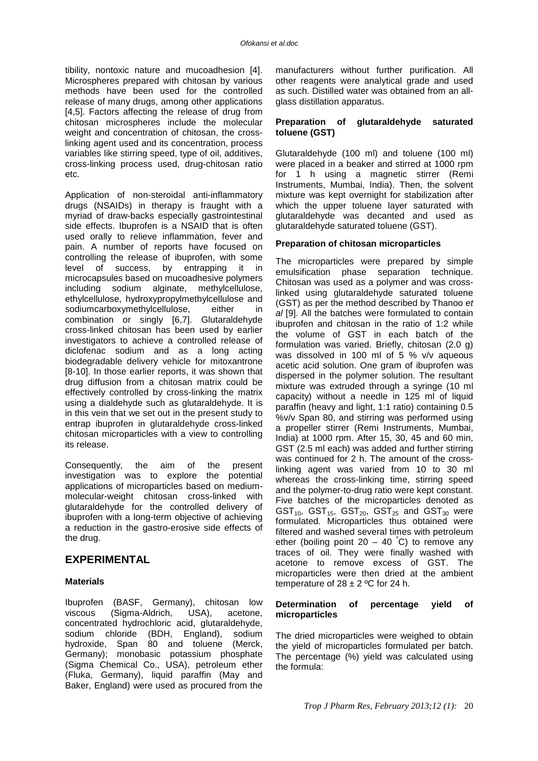tibility, nontoxic nature and mucoadhesion [4]. Microspheres prepared with chitosan by various methods have been used for the controlled release of many drugs, among other applications [4,5]. Factors affecting the release of drug from chitosan microspheres include the molecular weight and concentration of chitosan, the cross-linking agent used and its concentration, process variables like stirring speed, type of oil, additives, cross-linking process used, drug-chitosan ratio etc.

Application of non-steroidal anti-inflammatory drugs (NSAIDs) in therapy is fraught with a myriad of draw-backs especially gastrointestinal side effects. Ibuprofen is a NSAID that is often used orally to relieve inflammation, fever and pain. A number of reports have focused on controlling the release of ibuprofen, with some level of success, by entrapping it in microcapsules based on mucoadhesive polymers including sodium alginate, methylcellulose, ethylcellulose, hydroxypropylmethylcellulose and sodiumcarboxymethylcellulose, either in combination or singly [6,7]. Glutaraldehyde cross-linked chitosan has been used by earlier investigators to achieve a controlled release of diclofenac sodium and as a long acting biodegradable delivery vehicle for mitoxantrone [8-10]. In those earlier reports, it was shown that drug diffusion from a chitosan matrix could be effectively controlled by cross-linking the matrix using a dialdehyde such as glutaraldehyde. It is in this vein that we set out in the present study to entrap ibuprofen in glutaraldehyde cross-linked chitosan microparticles with a view to controlling its release.

Consequently, the aim of the present investigation was to explore the potential applications of microparticles based on medium-molecular-weight chitosan cross-linked with glutaraldehyde for the controlled delivery of ibuprofen with a long-term objective of achieving a reduction in the gastro-erosive side effects of the drug.

## EXPERIMENTAL

### Materials

Ibuprofen (BASF, Germany), chitosan low viscous (Sigma-Aldrich, USA), acetone, concentrated hydrochloric acid, glutaraldehyde, sodium chloride (BDH, England), sodium hydroxide, Span 80 and toluene (Merck, Germany); monobasic potassium phosphate (Sigma Chemical Co., USA), petroleum ether (Fluka, Germany), liquid paraffin (May and Baker, England) were used as procured from the manufacturers without further purification. All other reagents were analytical grade and used as such. Distilled water was obtained from an all-glass distillation apparatus.

### Preparation of glutaraldehyde saturated toluene (GST)

Glutaraldehyde (100 ml) and toluene (100 ml) were placed in a beaker and stirred at 1000 rpm for 1 h using a magnetic stirrer (Remi Instruments, Mumbai, India). Then, the solvent mixture was kept overnight for stabilization after which the upper toluene layer saturated with glutaraldehyde was decanted and used as glutaraldehyde saturated toluene (GST).

### Preparation of chitosan microparticles

The microparticles were prepared by simple emulsification phase separation technique. Chitosan was used as a polymer and was cross-linked using glutaraldehyde saturated toluene (GST) as per the method described by Thanoo *et al* [9]. All the batches were formulated to contain ibuprofen and chitosan in the ratio of 1:2 while the volume of GST in each batch of the formulation was varied. Briefly, chitosan (2.0 g) was dissolved in 100 ml of 5 % v/v aqueous acetic acid solution. One gram of ibuprofen was dispersed in the polymer solution. The resultant mixture was extruded through a syringe (10 ml capacity) without a needle in 125 ml of liquid paraffin (heavy and light, 1:1 ratio) containing 0.5 %v/v Span 80, and stirring was performed using a propeller stirrer (Remi Instruments, Mumbai, India) at 1000 rpm. After 15, 30, 45 and 60 min, GST (2.5 ml each) was added and further stirring was continued for 2 h. The amount of the cross-linking agent was varied from 10 to 30 ml whereas the cross-linking time, stirring speed and the polymer-to-drug ratio were kept constant. Five batches of the microparticles denoted as $GST_{10}$, $GST_{15}$, $GST_{20}$, $GST_{25}$ and $GST_{30}$ were formulated. Microparticles thus obtained were filtered and washed several times with petroleum ether (boiling point 20 – 40 °C) to remove any traces of oil. They were finally washed with acetone to remove excess of GST. The microparticles were then dried at the ambient temperature of 28 ± 2 ºC for 24 h.

### Determination of percentage yield of microparticles

The dried microparticles were weighed to obtain the yield of microparticles formulated per batch. The percentage (%) yield was calculated using the formula: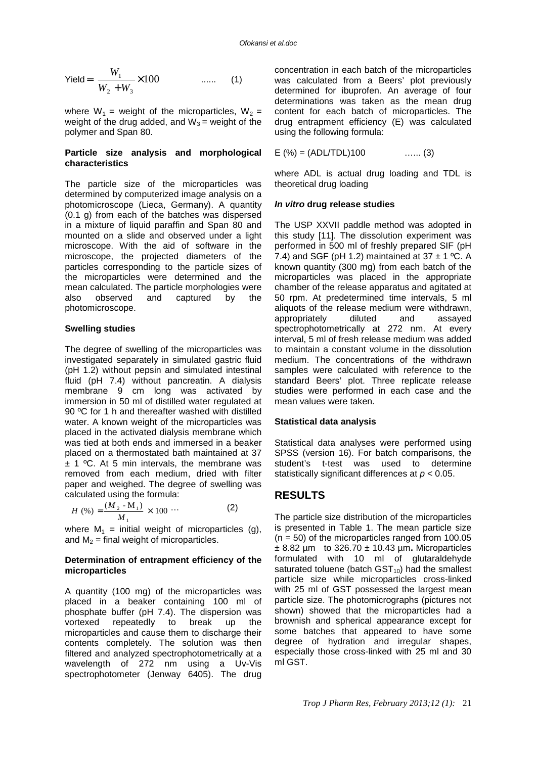$$\text{Yield} = \frac{W_1}{W_2 + W_3} \times 100 \qquad \text{......} \quad (1)$$

where $W_1$ = weight of the microparticles, $W_2$ = weight of the drug added, and $W_3$ = weight of the polymer and Span 80.

**Particle size analysis and morphological characteristics**

The particle size of the microparticles was determined by computerized image analysis on a photomicroscope (Lieca, Germany). A quantity (0.1 g) from each of the batches was dispersed in a mixture of liquid paraffin and Span 80 and mounted on a slide and observed under a light microscope. With the aid of software in the microscope, the projected diameters of the particles corresponding to the particle sizes of the microparticles were determined and the mean calculated. The particle morphologies were also observed and captured by the photomicroscope.

**Swelling studies**

The degree of swelling of the microparticles was investigated separately in simulated gastric fluid (pH 1.2) without pepsin and simulated intestinal fluid (pH 7.4) without pancreatin. A dialysis membrane 9 cm long was activated by immersion in 50 ml of distilled water regulated at 90 ºC for 1 h and thereafter washed with distilled water. A known weight of the microparticles was placed in the activated dialysis membrane which was tied at both ends and immersed in a beaker placed on a thermostated bath maintained at 37 ± 1 ºC. At 5 min intervals, the membrane was removed from each medium, dried with filter paper and weighed. The degree of swelling was calculated using the formula:

$$H\,(\%) = \frac{(M_2 - M_1)}{M_1} \times 100 \cdots \qquad (2)$$

where $M_1$ = initial weight of microparticles (g), and $M_2$ = final weight of microparticles.

**Determination of entrapment efficiency of the microparticles**

A quantity (100 mg) of the microparticles was placed in a beaker containing 100 ml of phosphate buffer (pH 7.4). The dispersion was vortexed repeatedly to break up the microparticles and cause them to discharge their contents completely. The solution was then filtered and analyzed spectrophotometrically at a wavelength of 272 nm using a Uv-Vis spectrophotometer (Jenway 6405). The drug concentration in each batch of the microparticles was calculated from a Beers' plot previously determined for ibuprofen. An average of four determinations was taken as the mean drug content for each batch of microparticles. The drug entrapment efficiency (E) was calculated using the following formula:

$$E\,(\%) = (ADL/TDL)100 \qquad \text{......} \; (3)$$

where ADL is actual drug loading and TDL is theoretical drug loading

***In vitro* drug release studies**

The USP XXVII paddle method was adopted in this study [11]. The dissolution experiment was performed in 500 ml of freshly prepared SIF (pH 7.4) and SGF (pH 1.2) maintained at 37 ± 1 ºC. A known quantity (300 mg) from each batch of the microparticles was placed in the appropriate chamber of the release apparatus and agitated at 50 rpm. At predetermined time intervals, 5 ml aliquots of the release medium were withdrawn, appropriately diluted and assayed spectrophotometrically at 272 nm. At every interval, 5 ml of fresh release medium was added to maintain a constant volume in the dissolution medium. The concentrations of the withdrawn samples were calculated with reference to the standard Beers' plot. Three replicate release studies were performed in each case and the mean values were taken.

**Statistical data analysis**

Statistical data analyses were performed using SPSS (version 16). For batch comparisons, the student's t-test was used to determine statistically significant differences at $p < 0.05$.

## RESULTS

The particle size distribution of the microparticles is presented in Table 1. The mean particle size ($n = 50$) of the microparticles ranged from 100.05 ± 8.82 µm to 326.70 ± 10.43 µm**.** Microparticles formulated with 10 ml of glutaraldehyde saturated toluene (batch $GST_{10}$) had the smallest particle size while microparticles cross-linked with 25 ml of GST possessed the largest mean particle size. The photomicrographs (pictures not shown) showed that the microparticles had a brownish and spherical appearance except for some batches that appeared to have some degree of hydration and irregular shapes, especially those cross-linked with 25 ml and 30 ml GST.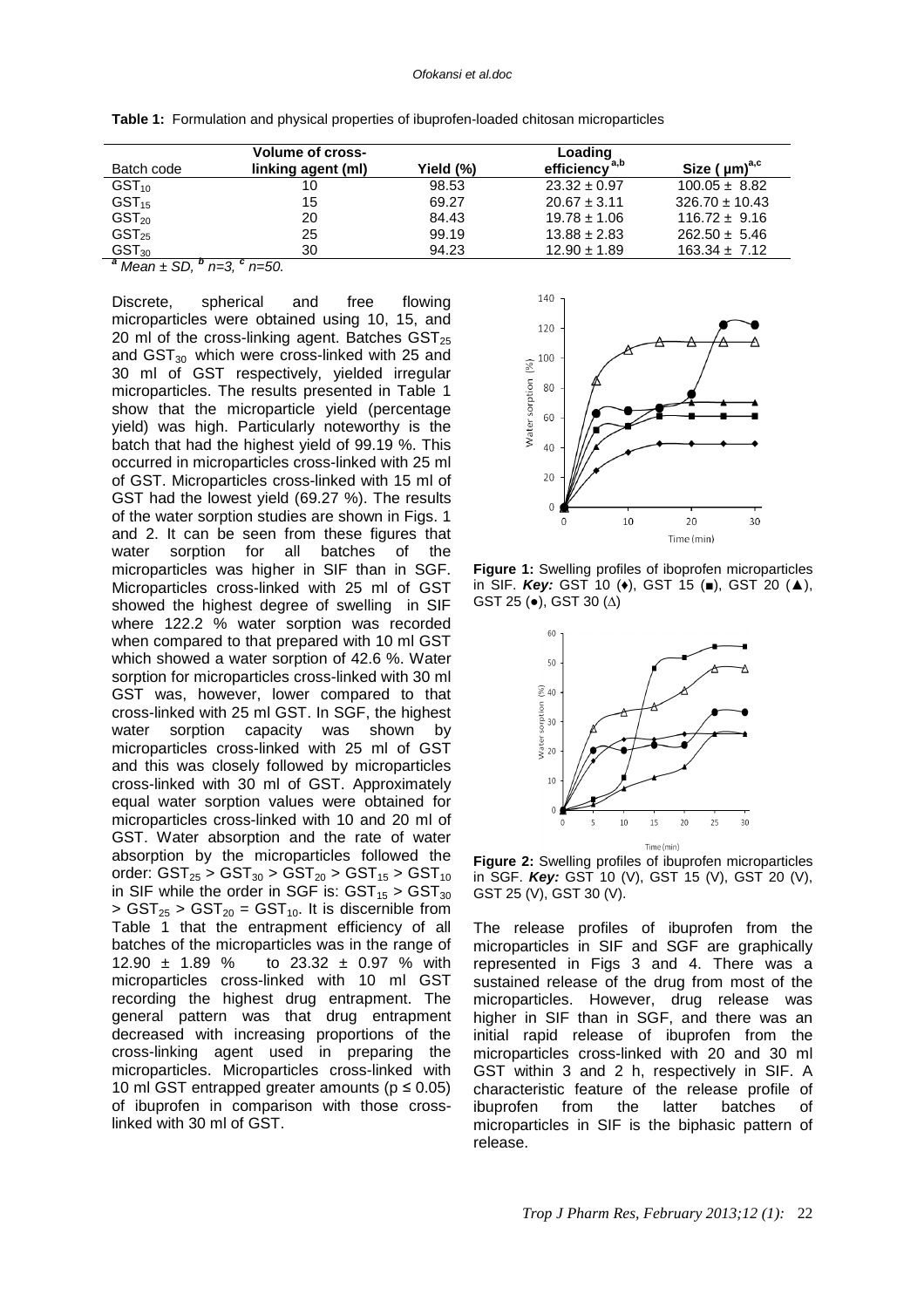**Table 1:** Formulation and physical properties of ibuprofen-loaded chitosan microparticles

| Batch code | Volume of cross-linking agent (ml) | Yield (%) | Loading efficiency[a,b] | Size ( μm)[a,c] |
|---|---|---|---|---|
| $GST_{10}$ | 10 | 98.53 | 23.32 ± 0.97 | 100.05 ± 8.82 |
| $GST_{15}$ | 15 | 69.27 | 20.67 ± 3.11 | 326.70 ± 10.43 |
| $GST_{20}$ | 20 | 84.43 | 19.78 ± 1.06 | 116.72 ± 9.16 |
| $GST_{25}$ | 25 | 99.19 | 13.88 ± 2.83 | 262.50 ± 5.46 |
| $GST_{30}$ | 30 | 94.23 | 12.90 ± 1.89 | 163.34 ± 7.12 |

[a] *Mean ± SD,* [b] *n=3,* [c] *n=50.*

Discrete, spherical and free flowing microparticles were obtained using 10, 15, and 20 ml of the cross-linking agent. Batches $GST_{25}$ and $GST_{30}$ which were cross-linked with 25 and 30 ml of GST respectively, yielded irregular microparticles. The results presented in Table 1 show that the microparticle yield (percentage yield) was high. Particularly noteworthy is the batch that had the highest yield of 99.19 %. This occurred in microparticles cross-linked with 25 ml of GST. Microparticles cross-linked with 15 ml of GST had the lowest yield (69.27 %). The results of the water sorption studies are shown in Figs. 1 and 2. It can be seen from these figures that water sorption for all batches of the microparticles was higher in SIF than in SGF. Microparticles cross-linked with 25 ml of GST showed the highest degree of swelling in SIF where 122.2 % water sorption was recorded when compared to that prepared with 10 ml GST which showed a water sorption of 42.6 %. Water sorption for microparticles cross-linked with 30 ml GST was, however, lower compared to that cross-linked with 25 ml GST. In SGF, the highest water sorption capacity was shown by microparticles cross-linked with 25 ml of GST and this was closely followed by microparticles cross-linked with 30 ml of GST. Approximately equal water sorption values were obtained for microparticles cross-linked with 10 and 20 ml of GST. Water absorption and the rate of water absorption by the microparticles followed the order: $GST_{25} > GST_{30} > GST_{20} > GST_{15} > GST_{10}$ in SIF while the order in SGF is: $GST_{15} > GST_{30} > GST_{25} > GST_{20} = GST_{10}$. It is discernible from Table 1 that the entrapment efficiency of all batches of the microparticles was in the range of 12.90 ± 1.89 % to 23.32 ± 0.97 % with microparticles cross-linked with 10 ml GST recording the highest drug entrapment. The general pattern was that drug entrapment decreased with increasing proportions of the cross-linking agent used in preparing the microparticles. Microparticles cross-linked with 10 ml GST entrapped greater amounts ($p \leq 0.05$) of ibuprofen in comparison with those cross-linked with 30 ml of GST.

**Figure 1:** Swelling profiles of iboprofen microparticles in SIF. ***Key:*** GST 10 (♦), GST 15 (■), GST 20 (▲), GST 25 (●), GST 30 (∆)

**Figure 2:** Swelling profiles of ibuprofen microparticles in SGF. ***Key:*** GST 10 (V), GST 15 (V), GST 20 (V), GST 25 (V), GST 30 (V).

The release profiles of ibuprofen from the microparticles in SIF and SGF are graphically represented in Figs 3 and 4. There was a sustained release of the drug from most of the microparticles. However, drug release was higher in SIF than in SGF, and there was an initial rapid release of ibuprofen from the microparticles cross-linked with 20 and 30 ml GST within 3 and 2 h, respectively in SIF. A characteristic feature of the release profile of ibuprofen from the latter batches of microparticles in SIF is the biphasic pattern of release.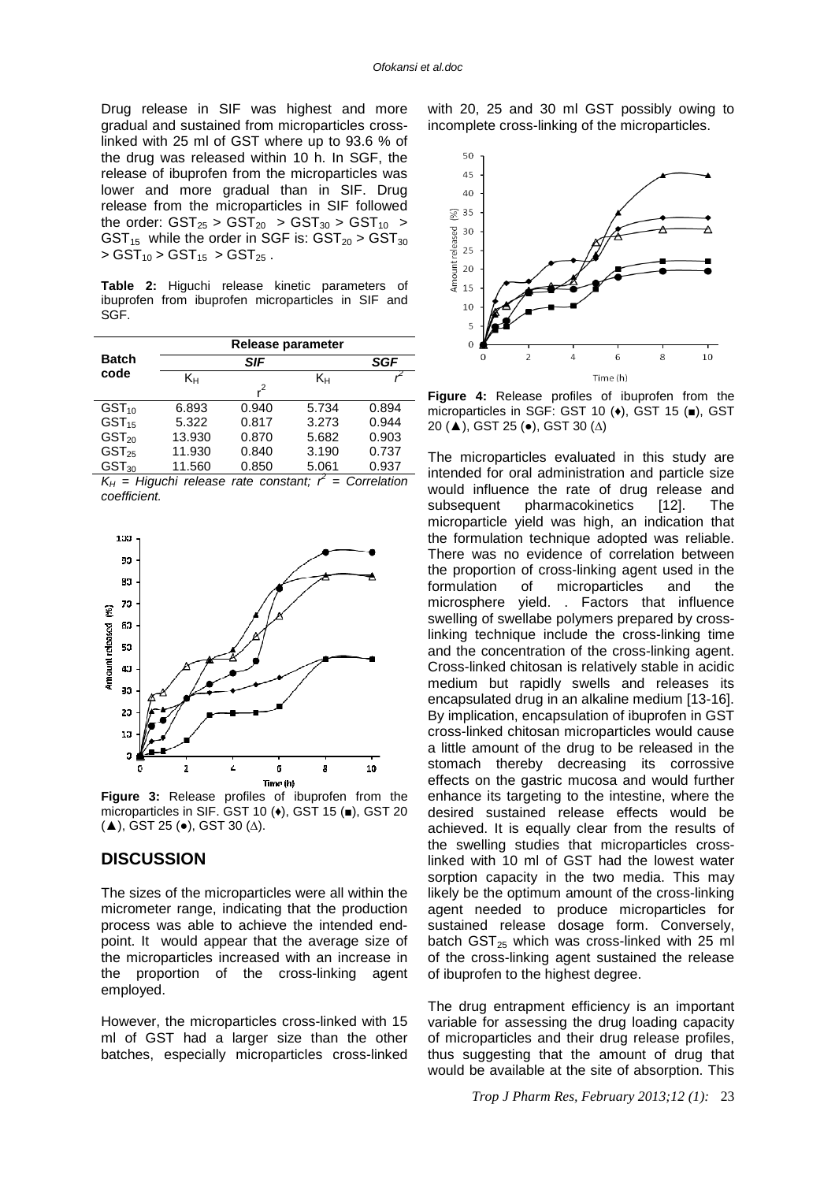Drug release in SIF was highest and more gradual and sustained from microparticles cross-linked with 25 ml of GST where up to 93.6 % of the drug was released within 10 h. In SGF, the release of ibuprofen from the microparticles was lower and more gradual than in SIF. Drug release from the microparticles in SIF followed the order: $GST_{25} > GST_{20} > GST_{30} > GST_{10} > GST_{15}$ while the order in SGF is: $GST_{20} > GST_{30} > GST_{10} > GST_{15} > GST_{25}$.

**Table 2:** Higuchi release kinetic parameters of ibuprofen from ibuprofen microparticles in SIF and SGF.

| Batch code | Release parameter | | | |
|---|---|---|---|---|
| | SIF | | SGF | |
| | $K_H$ | $r^2$ | $K_H$ | $r^2$ |
| $GST_{10}$ | 6.893 | 0.940 | 5.734 | 0.894 |
| $GST_{15}$ | 5.322 | 0.817 | 3.273 | 0.944 |
| $GST_{20}$ | 13.930 | 0.870 | 5.682 | 0.903 |
| $GST_{25}$ | 11.930 | 0.840 | 3.190 | 0.737 |
| $GST_{30}$ | 11.560 | 0.850 | 5.061 | 0.937 |

*$K_H$ = Higuchi release rate constant; $r^2$ = Correlation coefficient.*

**Figure 3:** Release profiles of ibuprofen from the microparticles in SIF. GST 10 (♦), GST 15 (■), GST 20 (▲), GST 25 (●), GST 30 (∆).

## DISCUSSION

The sizes of the microparticles were all within the micrometer range, indicating that the production process was able to achieve the intended end-point. It would appear that the average size of the microparticles increased with an increase in the proportion of the cross-linking agent employed.

However, the microparticles cross-linked with 15 ml of GST had a larger size than the other batches, especially microparticles cross-linked with 20, 25 and 30 ml GST possibly owing to incomplete cross-linking of the microparticles.

**Figure 4:** Release profiles of ibuprofen from the microparticles in SGF: GST 10 (♦), GST 15 (■), GST 20 (▲), GST 25 (●), GST 30 (∆)

The microparticles evaluated in this study are intended for oral administration and particle size would influence the rate of drug release and subsequent pharmacokinetics [12]. The microparticle yield was high, an indication that the formulation technique adopted was reliable. There was no evidence of correlation between the proportion of cross-linking agent used in the formulation of microparticles and the microsphere yield. . Factors that influence swelling of swellabe polymers prepared by cross-linking technique include the cross-linking time and the concentration of the cross-linking agent. Cross-linked chitosan is relatively stable in acidic medium but rapidly swells and releases its encapsulated drug in an alkaline medium [13-16]. By implication, encapsulation of ibuprofen in GST cross-linked chitosan microparticles would cause a little amount of the drug to be released in the stomach thereby decreasing its corrossive effects on the gastric mucosa and would further enhance its targeting to the intestine, where the desired sustained release effects would be achieved. It is equally clear from the results of the swelling studies that microparticles cross-linked with 10 ml of GST had the lowest water sorption capacity in the two media. This may likely be the optimum amount of the cross-linking agent needed to produce microparticles for sustained release dosage form. Conversely, batch $GST_{25}$ which was cross-linked with 25 ml of the cross-linking agent sustained the release of ibuprofen to the highest degree.

The drug entrapment efficiency is an important variable for assessing the drug loading capacity of microparticles and their drug release profiles, thus suggesting that the amount of drug that would be available at the site of absorption. This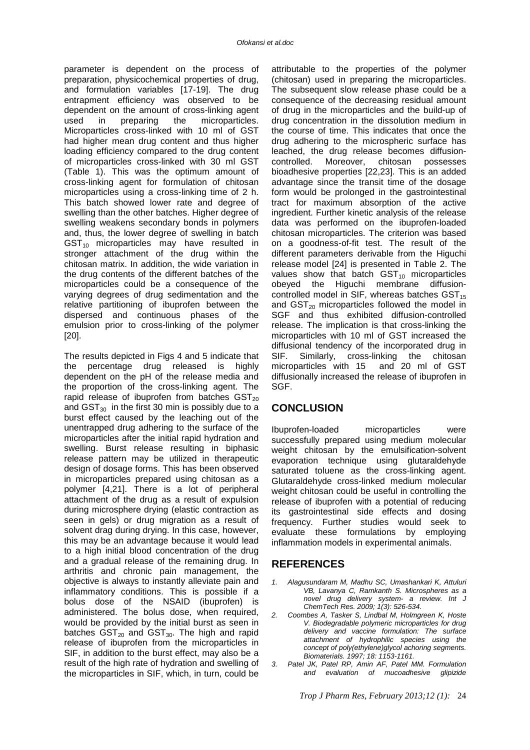parameter is dependent on the process of preparation, physicochemical properties of drug, and formulation variables [17-19]. The drug entrapment efficiency was observed to be dependent on the amount of cross-linking agent used in preparing the microparticles. Microparticles cross-linked with 10 ml of GST had higher mean drug content and thus higher loading efficiency compared to the drug content of microparticles cross-linked with 30 ml GST (Table 1). This was the optimum amount of cross-linking agent for formulation of chitosan microparticles using a cross-linking time of 2 h. This batch showed lower rate and degree of swelling than the other batches. Higher degree of swelling weakens secondary bonds in polymers and, thus, the lower degree of swelling in batch $GST_{10}$ microparticles may have resulted in stronger attachment of the drug within the chitosan matrix. In addition, the wide variation in the drug contents of the different batches of the microparticles could be a consequence of the varying degrees of drug sedimentation and the relative partitioning of ibuprofen between the dispersed and continuous phases of the emulsion prior to cross-linking of the polymer [20].

The results depicted in Figs 4 and 5 indicate that the percentage drug released is highly dependent on the pH of the release media and the proportion of the cross-linking agent. The rapid release of ibuprofen from batches $GST_{20}$ and $GST_{30}$ in the first 30 min is possibly due to a burst effect caused by the leaching out of the unentrapped drug adhering to the surface of the microparticles after the initial rapid hydration and swelling. Burst release resulting in biphasic release pattern may be utilized in therapeutic design of dosage forms. This has been observed in microparticles prepared using chitosan as a polymer [4,21]. There is a lot of peripheral attachment of the drug as a result of expulsion during microsphere drying (elastic contraction as seen in gels) or drug migration as a result of solvent drag during drying. In this case, however, this may be an advantage because it would lead to a high initial blood concentration of the drug and a gradual release of the remaining drug. In arthritis and chronic pain management, the objective is always to instantly alleviate pain and inflammatory conditions. This is possible if a bolus dose of the NSAID (ibuprofen) is administered. The bolus dose, when required, would be provided by the initial burst as seen in batches $GST_{20}$ and $GST_{30}$. The high and rapid release of ibuprofen from the microparticles in SIF, in addition to the burst effect, may also be a result of the high rate of hydration and swelling of the microparticles in SIF, which, in turn, could be attributable to the properties of the polymer (chitosan) used in preparing the microparticles. The subsequent slow release phase could be a consequence of the decreasing residual amount of drug in the microparticles and the build-up of drug concentration in the dissolution medium in the course of time. This indicates that once the drug adhering to the microspheric surface has leached, the drug release becomes diffusion-controlled. Moreover, chitosan possesses bioadhesive properties [22,23]. This is an added advantage since the transit time of the dosage form would be prolonged in the gastrointestinal tract for maximum absorption of the active ingredient. Further kinetic analysis of the release data was performed on the ibuprofen-loaded chitosan microparticles. The criterion was based on a goodness-of-fit test. The result of the different parameters derivable from the Higuchi release model [24] is presented in Table 2. The values show that batch $GST_{10}$ microparticles obeyed the Higuchi membrane diffusion-controlled model in SIF, whereas batches $GST_{15}$ and $GST_{20}$ microparticles followed the model in SGF and thus exhibited diffusion-controlled release. The implication is that cross-linking the microparticles with 10 ml of GST increased the diffusional tendency of the incorporated drug in SIF. Similarly, cross-linking the chitosan microparticles with 15 and 20 ml of GST diffusionally increased the release of ibuprofen in SGF.

## CONCLUSION

Ibuprofen-loaded microparticles were successfully prepared using medium molecular weight chitosan by the emulsification-solvent evaporation technique using glutaraldehyde saturated toluene as the cross-linking agent. Glutaraldehyde cross-linked medium molecular weight chitosan could be useful in controlling the release of ibuprofen with a potential of reducing its gastrointestinal side effects and dosing frequency. Further studies would seek to evaluate these formulations by employing inflammation models in experimental animals.

## REFERENCES

1. *Alagusundaram M, Madhu SC, Umashankari K, Attuluri VB, Lavanya C, Ramkanth S. Microspheres as a novel drug delivery system- a review. Int J ChemTech Res. 2009; 1(3): 526-534.*
2. *Coombes A, Tasker S, Lindbal M, Holmgreen K, Hoste V. Biodegradable polymeric microparticles for drug delivery and vaccine formulation: The surface attachment of hydrophilic species using the concept of poly(ethylene)glycol achoring segments. Biomaterials. 1997; 18: 1153-1161.*
3. *Patel JK, Patel RP, Amin AF, Patel MM. Formulation and evaluation of mucoadhesive glipizide*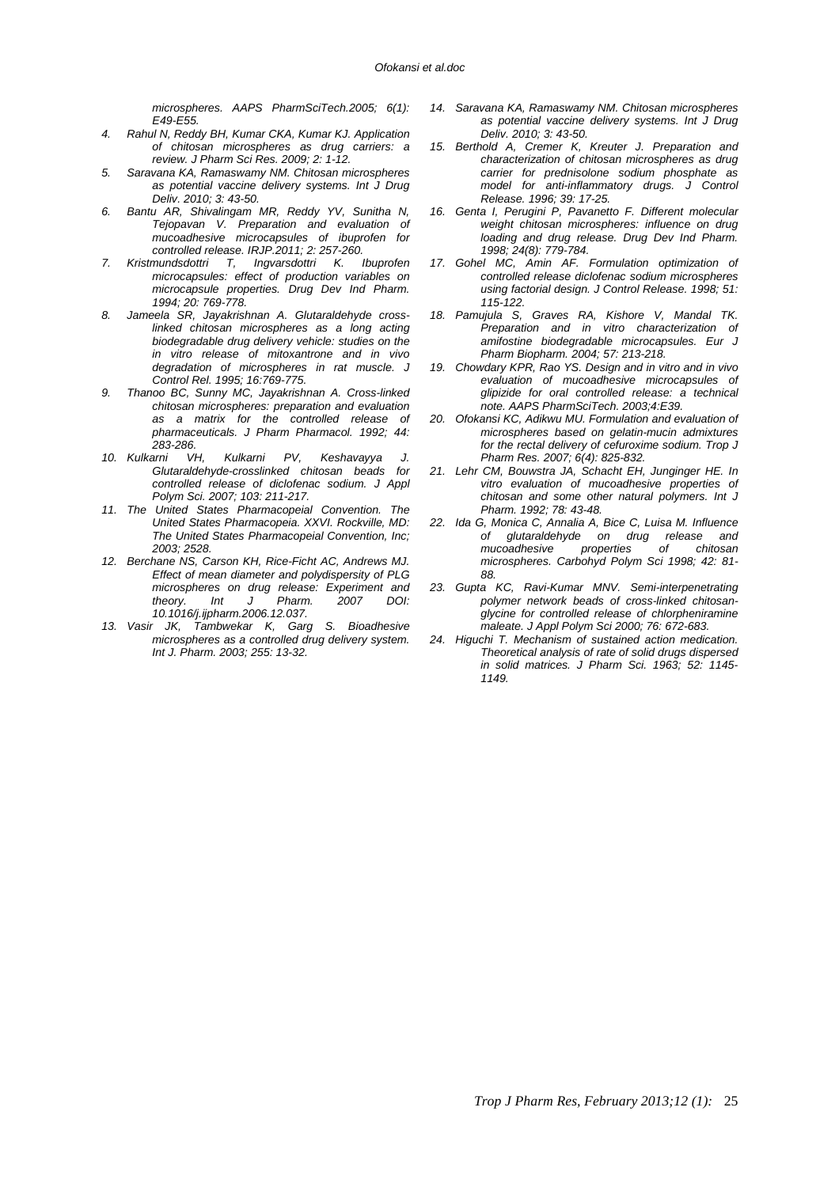microspheres. AAPS PharmSciTech.2005; 6(1): E49-E55.

4. Rahul N, Reddy BH, Kumar CKA, Kumar KJ. Application of chitosan microspheres as drug carriers: a review. J Pharm Sci Res. 2009; 2: 1-12.
5. Saravana KA, Ramaswamy NM. Chitosan microspheres as potential vaccine delivery systems. Int J Drug Deliv. 2010; 3: 43-50.
6. Bantu AR, Shivalingam MR, Reddy YV, Sunitha N, Tejopavan V. Preparation and evaluation of mucoadhesive microcapsules of ibuprofen for controlled release. IRJP.2011; 2: 257-260.
7. Kristmundsdottri T, Ingvarsdottri K. Ibuprofen microcapsules: effect of production variables on microcapsule properties. Drug Dev Ind Pharm. 1994; 20: 769-778.
8. Jameela SR, Jayakrishnan A. Glutaraldehyde cross-linked chitosan microspheres as a long acting biodegradable drug delivery vehicle: studies on the in vitro release of mitoxantrone and in vivo degradation of microspheres in rat muscle. J Control Rel. 1995; 16:769-775.
9. Thanoo BC, Sunny MC, Jayakrishnan A. Cross-linked chitosan microspheres: preparation and evaluation as a matrix for the controlled release of pharmaceuticals. J Pharm Pharmacol. 1992; 44: 283-286.
10. Kulkarni VH, Kulkarni PV, Keshavayya J. Glutaraldehyde-crosslinked chitosan beads for controlled release of diclofenac sodium. J Appl Polym Sci. 2007; 103: 211-217.
11. The United States Pharmacopeial Convention. The United States Pharmacopeia. XXVI. Rockville, MD: The United States Pharmacopeial Convention, Inc; 2003; 2528.
12. Berchane NS, Carson KH, Rice-Ficht AC, Andrews MJ. Effect of mean diameter and polydispersity of PLG microspheres on drug release: Experiment and theory. Int J Pharm. 2007 DOI: 10.1016/j.ijpharm.2006.12.037.
13. Vasir JK, Tambwekar K, Garg S. Bioadhesive microspheres as a controlled drug delivery system. Int J. Pharm. 2003; 255: 13-32.
14. Saravana KA, Ramaswamy NM. Chitosan microspheres as potential vaccine delivery systems. Int J Drug Deliv. 2010; 3: 43-50.
15. Berthold A, Cremer K, Kreuter J. Preparation and characterization of chitosan microspheres as drug carrier for prednisolone sodium phosphate as model for anti-inflammatory drugs. J Control Release. 1996; 39: 17-25.
16. Genta I, Perugini P, Pavanetto F. Different molecular weight chitosan microspheres: influence on drug loading and drug release. Drug Dev Ind Pharm. 1998; 24(8): 779-784.
17. Gohel MC, Amin AF. Formulation optimization of controlled release diclofenac sodium microspheres using factorial design. J Control Release. 1998; 51: 115-122.
18. Pamujula S, Graves RA, Kishore V, Mandal TK. Preparation and in vitro characterization of amifostine biodegradable microcapsules. Eur J Pharm Biopharm. 2004; 57: 213-218.
19. Chowdary KPR, Rao YS. Design and in vitro and in vivo evaluation of mucoadhesive microcapsules of glipizide for oral controlled release: a technical note. AAPS PharmSciTech. 2003;4:E39.
20. Ofokansi KC, Adikwu MU. Formulation and evaluation of microspheres based on gelatin-mucin admixtures for the rectal delivery of cefuroxime sodium. Trop J Pharm Res. 2007; 6(4): 825-832.
21. Lehr CM, Bouwstra JA, Schacht EH, Junginger HE. In vitro evaluation of mucoadhesive properties of chitosan and some other natural polymers. Int J Pharm. 1992; 78: 43-48.
22. Ida G, Monica C, Annalia A, Bice C, Luisa M. Influence of glutaraldehyde on drug release and mucoadhesive properties of chitosan microspheres. Carbohyd Polym Sci 1998; 42: 81-88.
23. Gupta KC, Ravi-Kumar MNV. Semi-interpenetrating polymer network beads of cross-linked chitosan-glycine for controlled release of chlorpheniramine maleate. J Appl Polym Sci 2000; 76: 672-683.
24. Higuchi T. Mechanism of sustained action medication. Theoretical analysis of rate of solid drugs dispersed in solid matrices. J Pharm Sci. 1963; 52: 1145-1149.